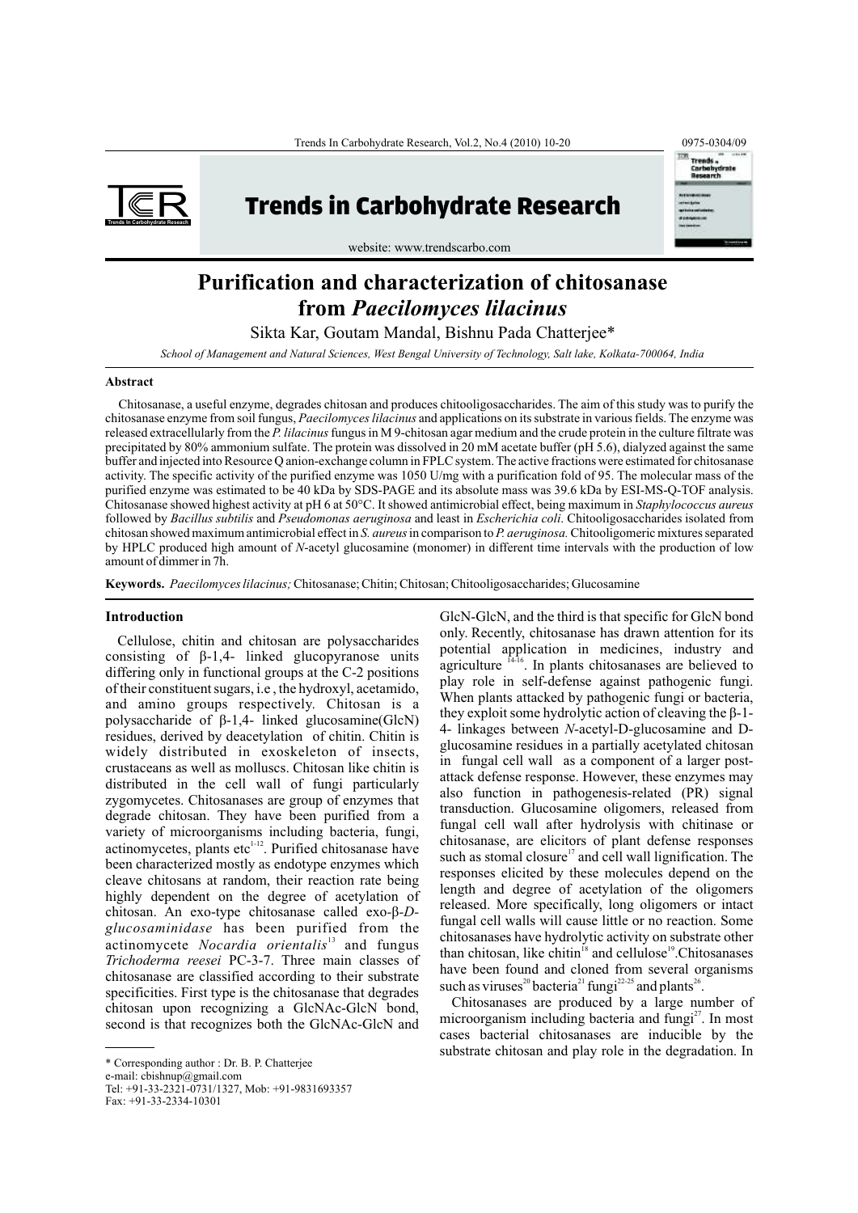# Purification and characterization of chitosanase from *Paecilomyces lilacinus*

Sikta Kar, Goutam Mandal, Bishnu Pada Chatterjee*

*School of Management and Natural Sciences, West Bengal University of Technology, Salt lake, Kolkata-700064, India*

### Abstract

Chitosanase, a useful enzyme, degrades chitosan and produces chitooligosaccharides. The aim of this study was to purify the chitosanase enzyme from soil fungus, *Paecilomyces lilacinus* and applications on its substrate in various fields. The enzyme was released extracellularly from the *P. lilacinus* fungus in M 9-chitosan agar medium and the crude protein in the culture filtrate was precipitated by 80% ammonium sulfate. The protein was dissolved in 20 mM acetate buffer (pH 5.6), dialyzed against the same buffer and injected into Resource Q anion-exchange column in FPLC system. The active fractions were estimated for chitosanase activity. The specific activity of the purified enzyme was 1050 U/mg with a purification fold of 95. The molecular mass of the purified enzyme was estimated to be 40 kDa by SDS-PAGE and its absolute mass was 39.6 kDa by ESI-MS-Q-TOF analysis. Chitosanase showed highest activity at pH 6 at 50°C. It showed antimicrobial effect, being maximum in *Staphylococcus aureus* followed by *Bacillus subtilis* and *Pseudomonas aeruginosa* and least in *Escherichia coli*. Chitooligosaccharides isolated from chitosan showed maximum antimicrobial effect in *S. aureus* in comparison to *P. aeruginosa*. Chitooligomeric mixtures separated by HPLC produced high amount of *N*-acetyl glucosamine (monomer) in different time intervals with the production of low amount of dimmer in 7h.

**Keywords.** *Paecilomyces lilacinus;* Chitosanase; Chitin; Chitosan; Chitooligosaccharides; Glucosamine

### Introduction

Cellulose, chitin and chitosan are polysaccharides consisting of β-1,4- linked glucopyranose units differing only in functional groups at the C-2 positions of their constituent sugars, i.e , the hydroxyl, acetamido, and amino groups respectively. Chitosan is a polysaccharide of β-1,4- linked glucosamine(GlcN) residues, derived by deacetylation of chitin. Chitin is widely distributed in exoskeleton of insects, crustaceans as well as molluscs. Chitosan like chitin is distributed in the cell wall of fungi particularly zygomycetes. Chitosanases are group of enzymes that degrade chitosan. They have been purified from a variety of microorganisms including bacteria, fungi, actinomycetes, plants etc[1-12]. Purified chitosanase have been characterized mostly as endotype enzymes which cleave chitosans at random, their reaction rate being highly dependent on the degree of acetylation of chitosan. An exo-type chitosanase called exo-β-*D-glucosaminidase* has been purified from the actinomycete *Nocardia orientalis*[13] and fungus *Trichoderma reesei* PC-3-7. Three main classes of chitosanase are classified according to their substrate specificities. First type is the chitosanase that degrades chitosan upon recognizing a GlcNAc-GlcN bond, second is that recognizes both the GlcNAc-GlcN and GlcN-GlcN, and the third is that specific for GlcN bond only. Recently, chitosanase has drawn attention for its potential application in medicines, industry and agriculture [14-16]. In plants chitosanases are believed to play role in self-defense against pathogenic fungi. When plants attacked by pathogenic fungi or bacteria, they exploit some hydrolytic action of cleaving the β-1-4- linkages between *N*-acetyl-D-glucosamine and D-glucosamine residues in a partially acetylated chitosan in fungal cell wall as a component of a larger post-attack defense response. However, these enzymes may also function in pathogenesis-related (PR) signal transduction. Glucosamine oligomers, released from fungal cell wall after hydrolysis with chitinase or chitosanase, are elicitors of plant defense responses such as stomal closure[17] and cell wall lignification. The responses elicited by these molecules depend on the length and degree of acetylation of the oligomers released. More specifically, long oligomers or intact fungal cell walls will cause little or no reaction. Some chitosanases have hydrolytic activity on substrate other than chitosan, like chitin[18] and cellulose[19].Chitosanases have been found and cloned from several organisms such as viruses[20] bacteria[21] fungi[22-25] and plants[26].

Chitosanases are produced by a large number of microorganism including bacteria and fungi[27]. In most cases bacterial chitosanases are inducible by the substrate chitosan and play role in the degradation. In

---

\* Corresponding author : Dr. B. P. Chatterjee
e-mail: cbishnup@gmail.com
Tel: +91-33-2321-0731/1327, Mob: +91-9831693357
Fax: +91-33-2334-10301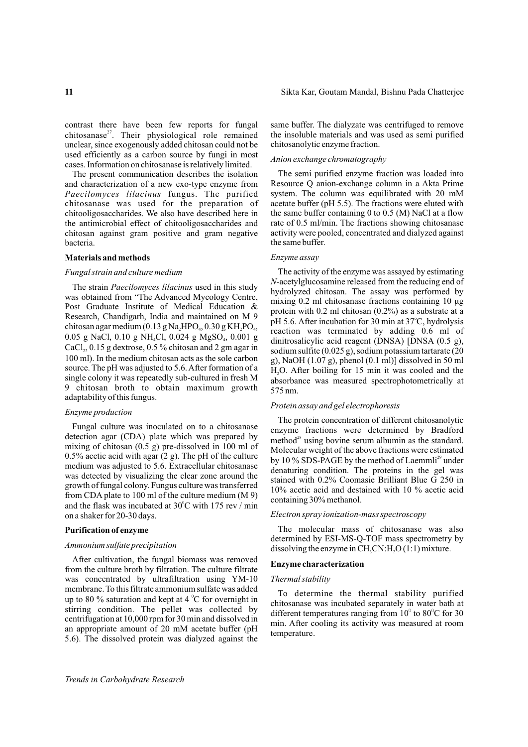contrast there have been few reports for fungal chitosanase[27]. Their physiological role remained unclear, since exogenously added chitosan could not be used efficiently as a carbon source by fungi in most cases. Information on chitosanase is relatively limited.

The present communication describes the isolation and characterization of a new exo-type enzyme from *Paecilomyces lilacinus* fungus. The purified chitosanase was used for the preparation of chitooligosaccharides. We also have described here in the antimicrobial effect of chitooligosaccharides and chitosan against gram positive and gram negative bacteria.

## Materials and methods

### *Fungal strain and culture medium*

The strain *Paecilomyces lilacinus* used in this study was obtained from "The Advanced Mycology Centre, Post Graduate Institute of Medical Education & Research, Chandigarh, India and maintained on M 9 chitosan agar medium (0.13 g $Na_2HPO_4$, 0.30 g $KH_2PO_4$, 0.05 g NaCl, 0.10 g $NH_4Cl$, 0.024 g $MgSO_4$, 0.001 g $CaCl_2$, 0.15 g dextrose, 0.5 % chitosan and 2 gm agar in 100 ml). In the medium chitosan acts as the sole carbon source. The pH was adjusted to 5.6. After formation of a single colony it was repeatedly sub-cultured in fresh M 9 chitosan broth to obtain maximum growth adaptability of this fungus.

### *Enzyme production*

Fungal culture was inoculated on to a chitosanase detection agar (CDA) plate which was prepared by mixing of chitosan (0.5 g) pre-dissolved in 100 ml of 0.5% acetic acid with agar (2 g). The pH of the culture medium was adjusted to 5.6. Extracellular chitosanase was detected by visualizing the clear zone around the growth of fungal colony. Fungus culture was transferred from CDA plate to 100 ml of the culture medium (M 9) and the flask was incubated at 30$^0$C with 175 rev / min on a shaker for 20-30 days.

## Purification of enzyme

### *Ammonium sulfate precipitation*

After cultivation, the fungal biomass was removed from the culture broth by filtration. The culture filtrate was concentrated by ultrafiltration using YM-10 membrane. To this filtrate ammonium sulfate was added up to 80 % saturation and kept at 4 $^0$C for overnight in stirring condition. The pellet was collected by centrifugation at 10,000 rpm for 30 min and dissolved in an appropriate amount of 20 mM acetate buffer (pH 5.6). The dissolved protein was dialyzed against the same buffer. The dialyzate was centrifuged to remove the insoluble materials and was used as semi purified chitosanolytic enzyme fraction.

### *Anion exchange chromatography*

The semi purified enzyme fraction was loaded into Resource Q anion-exchange column in a Akta Prime system. The column was equilibrated with 20 mM acetate buffer (pH 5.5). The fractions were eluted with the same buffer containing 0 to 0.5 (M) NaCl at a flow rate of 0.5 ml/min. The fractions showing chitosanase activity were pooled, concentrated and dialyzed against the same buffer.

### *Enzyme assay*

The activity of the enzyme was assayed by estimating *N*-acetylglucosamine released from the reducing end of hydrolyzed chitosan. The assay was performed by mixing 0.2 ml chitosanase fractions containing 10 µg protein with 0.2 ml chitosan (0.2%) as a substrate at a pH 5.6. After incubation for 30 min at 37$^o$C, hydrolysis reaction was terminated by adding 0.6 ml of dinitrosalicylic acid reagent (DNSA) [DNSA (0.5 g), sodium sulfite (0.025 g), sodium potassium tartarate (20 g), NaOH (1.07 g), phenol (0.1 ml)] dissolved in 50 ml $H_2O$. After boiling for 15 min it was cooled and the absorbance was measured spectrophotometrically at 575 nm.

### *Protein assay and gel electrophoresis*

The protein concentration of different chitosanolytic enzyme fractions were determined by Bradford method[28] using bovine serum albumin as the standard. Molecular weight of the above fractions were estimated by 10 % SDS-PAGE by the method of Laemmli[29] under denaturing condition. The proteins in the gel was stained with 0.2% Coomasie Brilliant Blue G 250 in 10% acetic acid and destained with 10 % acetic acid containing 30% methanol.

### *Electron spray ionization-mass spectroscopy*

The molecular mass of chitosanase was also determined by ESI-MS-Q-TOF mass spectrometry by dissolving the enzyme in $CH_3CN$:$H_2O$ (1:1) mixture.

## Enzyme characterization

### *Thermal stability*

To determine the thermal stability purified chitosanase was incubated separately in water bath at different temperatures ranging from 10$^0$ to 80$^0$C for 30 min. After cooling its activity was measured at room temperature.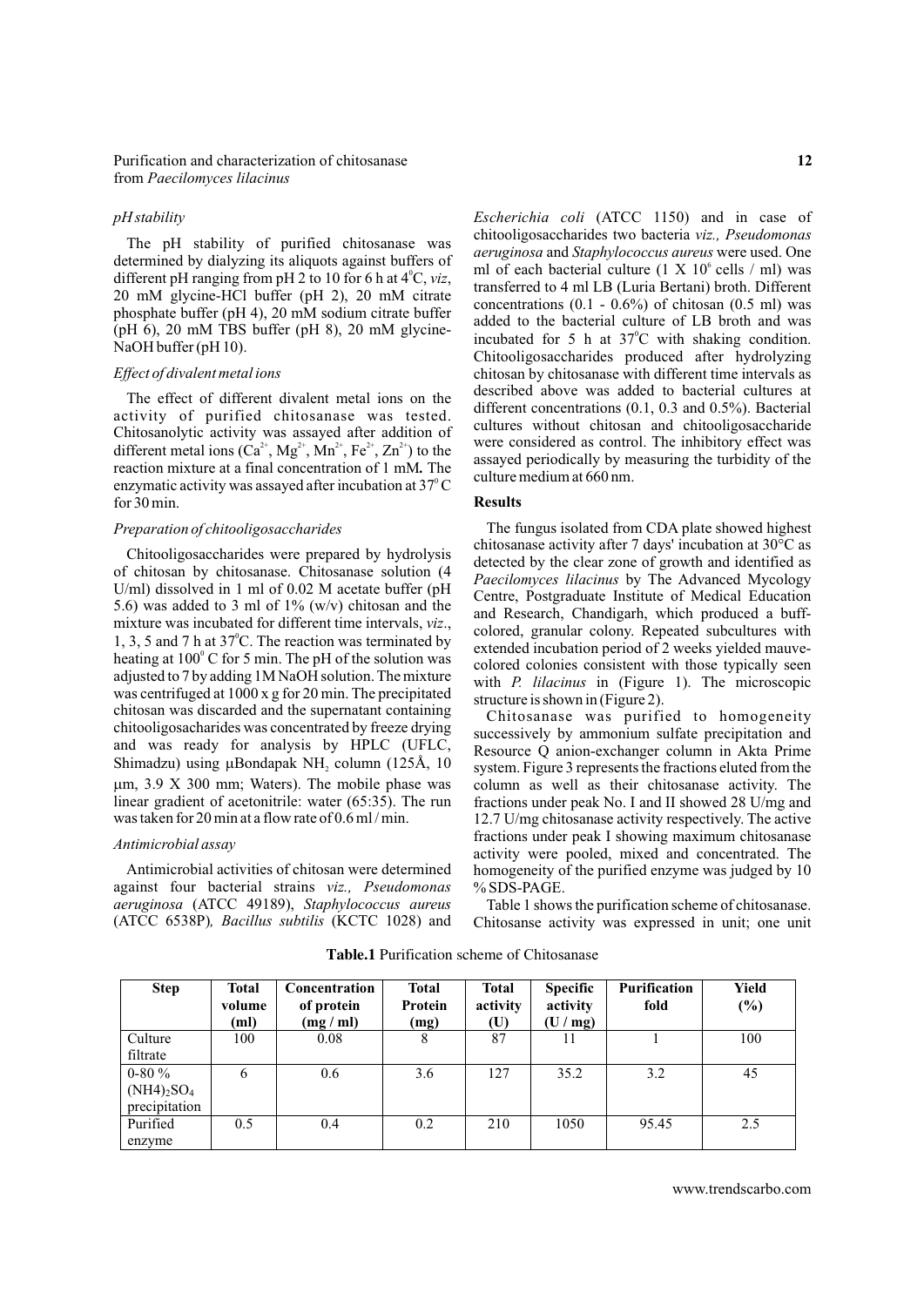### *pH stability*

The pH stability of purified chitosanase was determined by dialyzing its aliquots against buffers of different pH ranging from pH 2 to 10 for 6 h at $4^0$C, *viz*, 20 mM glycine-HCl buffer (pH 2), 20 mM citrate phosphate buffer (pH 4), 20 mM sodium citrate buffer (pH 6), 20 mM TBS buffer (pH 8), 20 mM glycine-NaOH buffer (pH 10).

### *Effect of divalent metal ions*

The effect of different divalent metal ions on the activity of purified chitosanase was tested. Chitosanolytic activity was assayed after addition of different metal ions ($Ca^{2+}$, $Mg^{2+}$, $Mn^{2+}$, $Fe^{2+}$, $Zn^{2+}$) to the reaction mixture at a final concentration of 1 mM**.** The enzymatic activity was assayed after incubation at $37^0$ C for 30 min.

### *Preparation of chitooligosaccharides*

Chitooligosaccharides were prepared by hydrolysis of chitosan by chitosanase. Chitosanase solution (4 U/ml) dissolved in 1 ml of 0.02 M acetate buffer (pH 5.6) was added to 3 ml of 1% (w/v) chitosan and the mixture was incubated for different time intervals, *viz*., 1, 3, 5 and 7 h at $37^0$C. The reaction was terminated by heating at $100^0$ C for 5 min. The pH of the solution was adjusted to 7 by adding 1M NaOH solution. The mixture was centrifuged at 1000 x g for 20 min. The precipitated chitosan was discarded and the supernatant containing chitooligosacharides was concentrated by freeze drying and was ready for analysis by HPLC (UFLC, Shimadzu) using μBondapak $NH_2$ column (125Å, 10 μm, 3.9 X 300 mm; Waters). The mobile phase was linear gradient of acetonitrile: water (65:35). The run was taken for 20 min at a flow rate of 0.6 ml / min.

### *Antimicrobial assay*

Antimicrobial activities of chitosan were determined against four bacterial strains *viz., Pseudomonas aeruginosa* (ATCC 49189), *Staphylococcus aureus* (ATCC 6538P)*, Bacillus subtilis* (KCTC 1028) and *Escherichia coli* (ATCC 1150) and in case of chitooligosaccharides two bacteria *viz., Pseudomonas aeruginosa* and *Staphylococcus aureus* were used. One ml of each bacterial culture (1 X $10^6$ cells / ml) was transferred to 4 ml LB (Luria Bertani) broth. Different concentrations (0.1 - 0.6%) of chitosan (0.5 ml) was added to the bacterial culture of LB broth and was incubated for 5 h at $37^0$C with shaking condition. Chitooligosaccharides produced after hydrolyzing chitosan by chitosanase with different time intervals as described above was added to bacterial cultures at different concentrations (0.1, 0.3 and 0.5%). Bacterial cultures without chitosan and chitooligosaccharide were considered as control. The inhibitory effect was assayed periodically by measuring the turbidity of the culture medium at 660 nm.

## Results

The fungus isolated from CDA plate showed highest chitosanase activity after 7 days' incubation at 30°C as detected by the clear zone of growth and identified as *Paecilomyces lilacinus* by The Advanced Mycology Centre, Postgraduate Institute of Medical Education and Research, Chandigarh, which produced a buff-colored, granular colony. Repeated subcultures with extended incubation period of 2 weeks yielded mauve-colored colonies consistent with those typically seen with *P. lilacinus* in (Figure 1). The microscopic structure is shown in (Figure 2).

Chitosanase was purified to homogeneity successively by ammonium sulfate precipitation and Resource Q anion-exchanger column in Akta Prime system. Figure 3 represents the fractions eluted from the column as well as their chitosanase activity. The fractions under peak No. I and II showed 28 U/mg and 12.7 U/mg chitosanase activity respectively. The active fractions under peak I showing maximum chitosanase activity were pooled, mixed and concentrated. The homogeneity of the purified enzyme was judged by 10 % SDS-PAGE.

Table 1 shows the purification scheme of chitosanase. Chitosanse activity was expressed in unit; one unit

**Table.1** Purification scheme of Chitosanase

| Step | Total volume (ml) | Concentration of protein (mg / ml) | Total Protein (mg) | Total activity (U) | Specific activity (U / mg) | Purification fold | Yield (%) |
|---|---|---|---|---|---|---|---|
| Culture filtrate | 100 | 0.08 | 8 | 87 | 11 | 1 | 100 |
| 0-80 % $(NH4)_2SO_4$ precipitation | 6 | 0.6 | 3.6 | 127 | 35.2 | 3.2 | 45 |
| Purified enzyme | 0.5 | 0.4 | 0.2 | 210 | 1050 | 95.45 | 2.5 |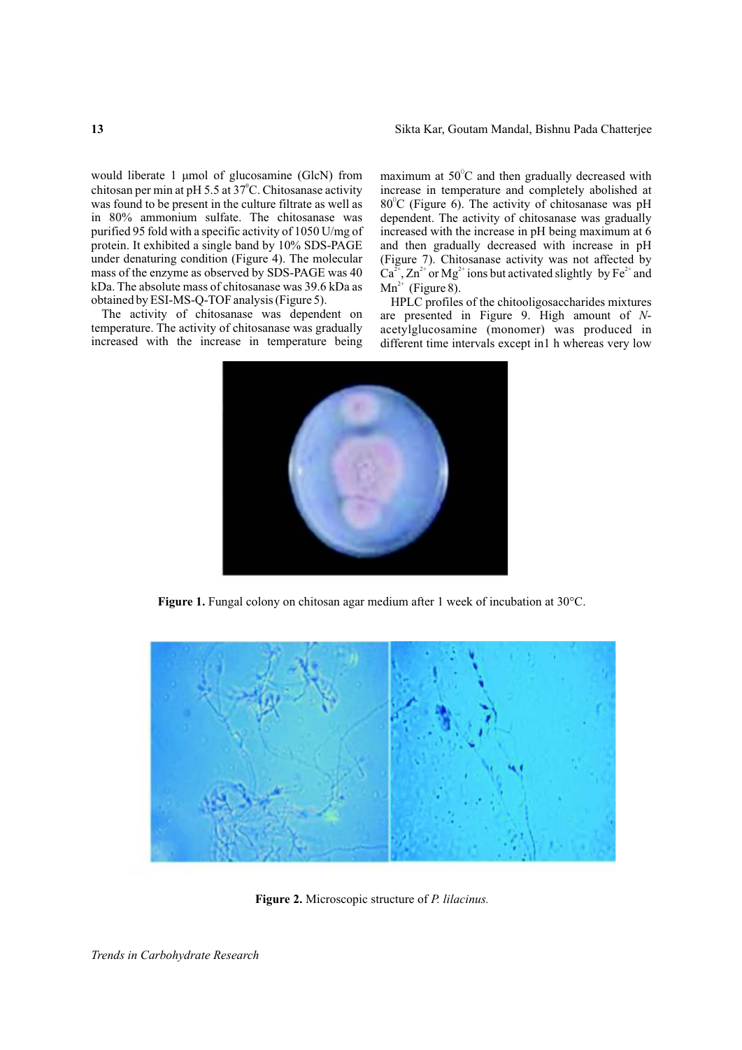would liberate 1 μmol of glucosamine (GlcN) from chitosan per min at pH 5.5 at 37$^0$C. Chitosanase activity was found to be present in the culture filtrate as well as in 80% ammonium sulfate. The chitosanase was purified 95 fold with a specific activity of 1050 U/mg of protein. It exhibited a single band by 10% SDS-PAGE under denaturing condition (Figure 4). The molecular mass of the enzyme as observed by SDS-PAGE was 40 kDa. The absolute mass of chitosanase was 39.6 kDa as obtained by ESI-MS-Q-TOF analysis (Figure 5).

The activity of chitosanase was dependent on temperature. The activity of chitosanase was gradually increased with the increase in temperature being maximum at 50$^0$C and then gradually decreased with increase in temperature and completely abolished at 80$^0$C (Figure 6). The activity of chitosanase was pH dependent. The activity of chitosanase was gradually increased with the increase in pH being maximum at 6 and then gradually decreased with increase in pH (Figure 7). Chitosanase activity was not affected by $Ca^{2+}$, $Zn^{2+}$ or $Mg^{2+}$ ions but activated slightly by $Fe^{2+}$ and $Mn^{2+}$ (Figure 8).

HPLC profiles of the chitooligosaccharides mixtures are presented in Figure 9. High amount of *N*-acetylglucosamine (monomer) was produced in different time intervals except in1 h whereas very low

**Figure 1.** Fungal colony on chitosan agar medium after 1 week of incubation at 30°C.

**Figure 2.** Microscopic structure of *P. lilacinus.*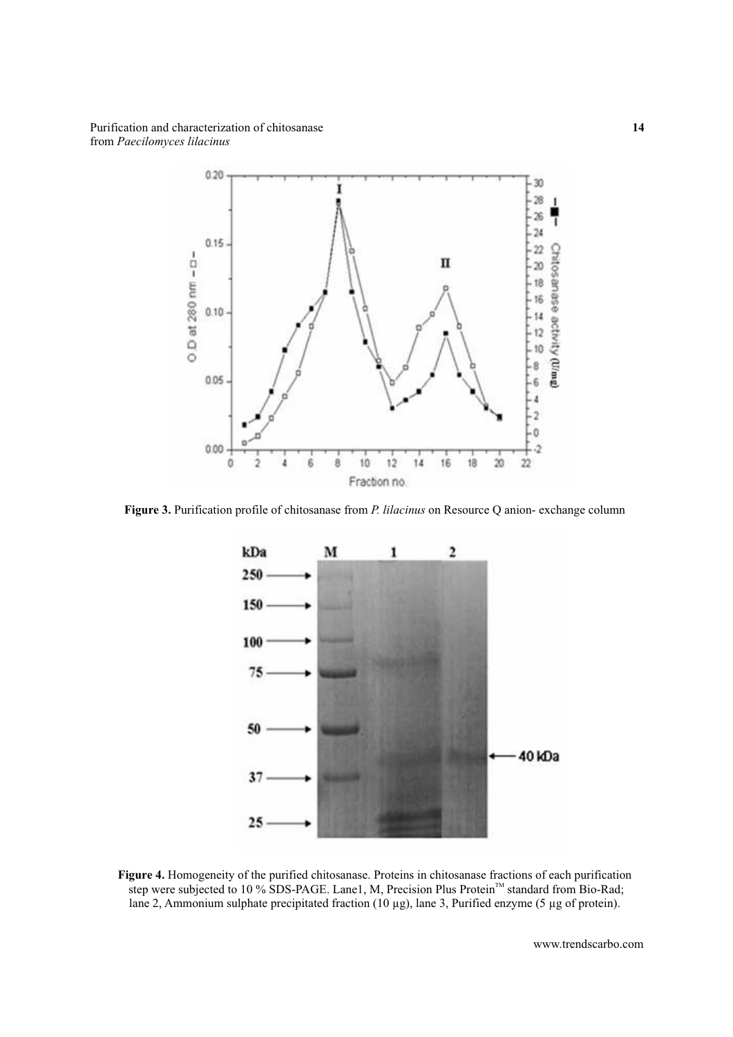**Figure 3.** Purification profile of chitosanase from *P. lilacinus* on Resource Q anion- exchange column

**Figure 4.** Homogeneity of the purified chitosanase. Proteins in chitosanase fractions of each purification step were subjected to 10 % SDS-PAGE. Lane1, M, Precision Plus Protein™ standard from Bio-Rad; lane 2, Ammonium sulphate precipitated fraction (10 µg), lane 3, Purified enzyme (5 µg of protein).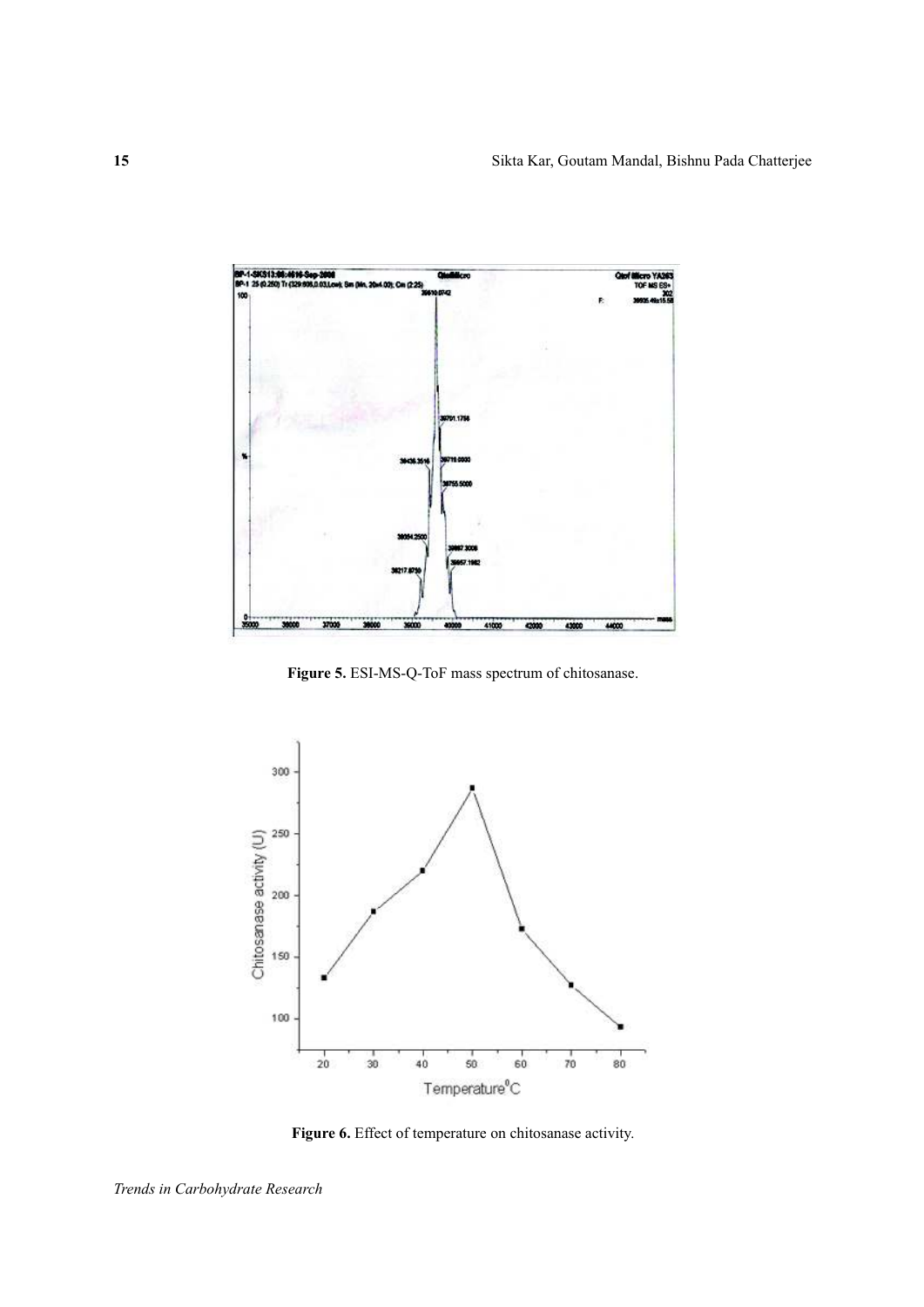Figure 5. ESI-MS-Q-ToF mass spectrum of chitosanase.

Figure 6. Effect of temperature on chitosanase activity.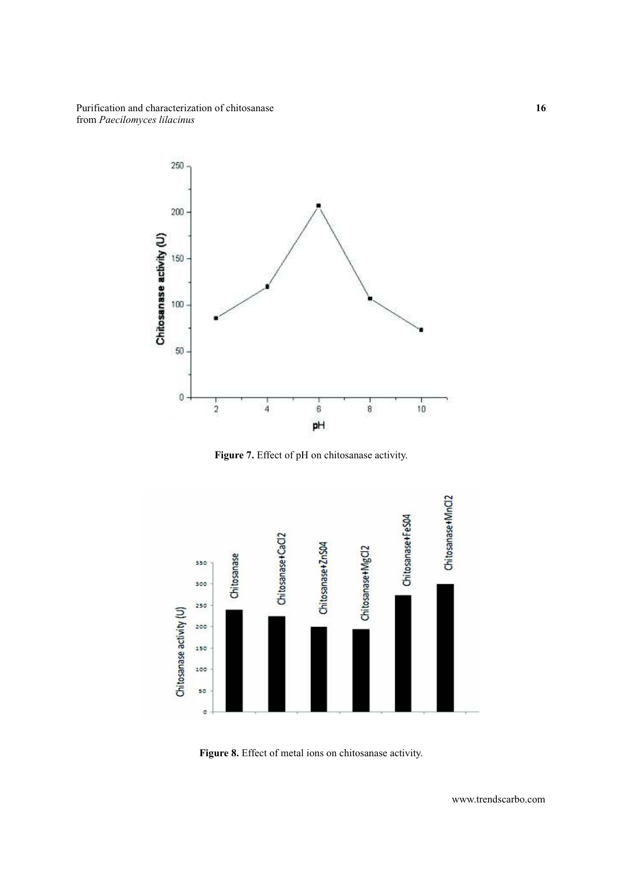Figure 7. Effect of pH on chitosanase activity.

Figure 8. Effect of metal ions on chitosanase activity.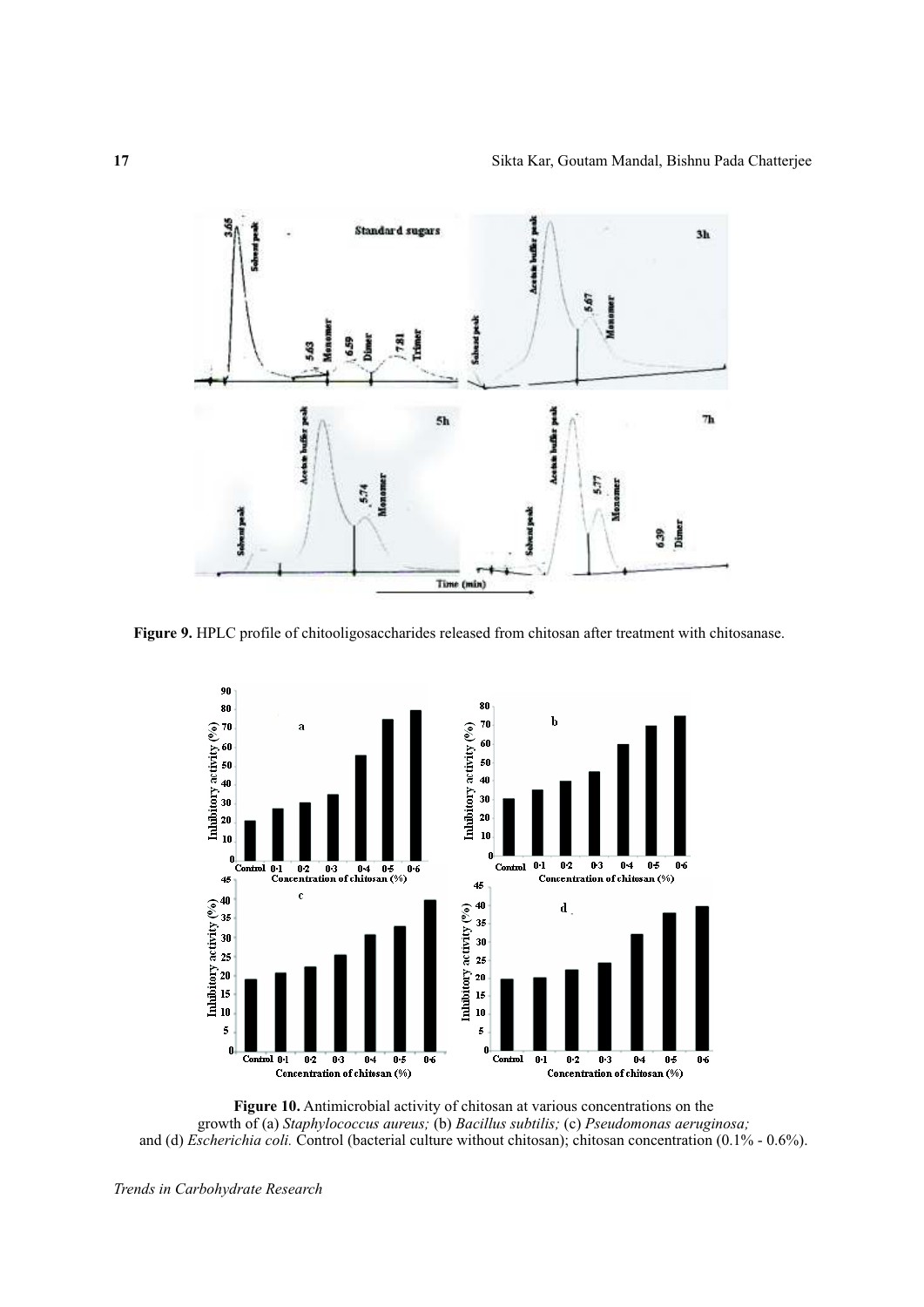**Figure 9.** HPLC profile of chitooligosaccharides released from chitosan after treatment with chitosanase.

**Figure 10.** Antimicrobial activity of chitosan at various concentrations on the growth of (a) *Staphylococcus aureus;* (b) *Bacillus subtilis;* (c) *Pseudomonas aeruginosa;* and (d) *Escherichia coli.* Control (bacterial culture without chitosan); chitosan concentration (0.1% - 0.6%).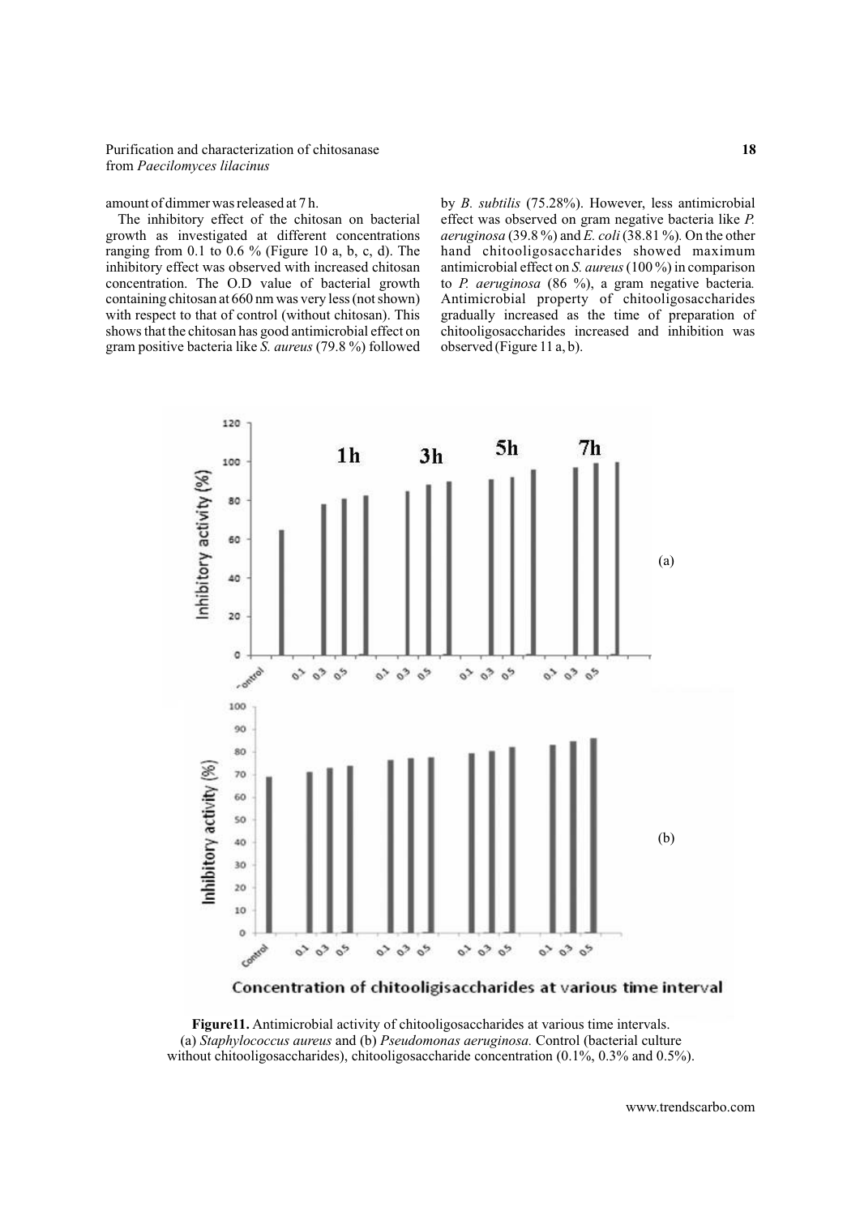amount of dimmer was released at 7 h.

The inhibitory effect of the chitosan on bacterial growth as investigated at different concentrations ranging from 0.1 to 0.6 % (Figure 10 a, b, c, d). The inhibitory effect was observed with increased chitosan concentration. The O.D value of bacterial growth containing chitosan at 660 nm was very less (not shown) with respect to that of control (without chitosan). This shows that the chitosan has good antimicrobial effect on gram positive bacteria like *S. aureus* (79.8 %) followed by *B. subtilis* (75.28%). However, less antimicrobial effect was observed on gram negative bacteria like *P. aeruginosa* (39.8 %) and *E. coli* (38.81 %). On the other hand chitooligosaccharides showed maximum antimicrobial effect on *S. aureus* (100 %) in comparison to *P. aeruginosa* (86 %), a gram negative bacteria. Antimicrobial property of chitooligosaccharides gradually increased as the time of preparation of chitooligosaccharides increased and inhibition was observed (Figure 11 a, b).

**Figure11.** Antimicrobial activity of chitooligosaccharides at various time intervals. (a) *Staphylococcus aureus* and (b) *Pseudomonas aeruginosa.* Control (bacterial culture without chitooligosaccharides), chitooligosaccharide concentration (0.1%, 0.3% and 0.5%).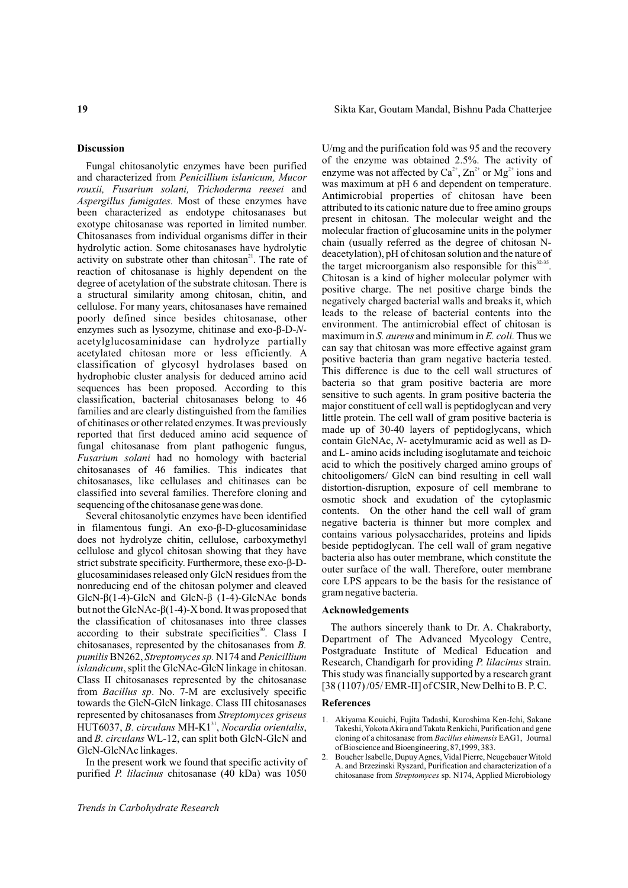## Discussion

Fungal chitosanolytic enzymes have been purified and characterized from *Penicillium islanicum, Mucor rouxii, Fusarium solani, Trichoderma reesei* and *Aspergillus fumigates.* Most of these enzymes have been characterized as endotype chitosanases but exotype chitosanase was reported in limited number. Chitosanases from individual organisms differ in their hydrolytic action. Some chitosanases have hydrolytic activity on substrate other than chitosan[21]. The rate of reaction of chitosanase is highly dependent on the degree of acetylation of the substrate chitosan. There is a structural similarity among chitosan, chitin, and cellulose. For many years, chitosanases have remained poorly defined since besides chitosanase, other enzymes such as lysozyme, chitinase and exo-β-D-*N*-acetylglucosaminidase can hydrolyze partially acetylated chitosan more or less efficiently. A classification of glycosyl hydrolases based on hydrophobic cluster analysis for deduced amino acid sequences has been proposed. According to this classification, bacterial chitosanases belong to 46 families and are clearly distinguished from the families of chitinases or other related enzymes. It was previously reported that first deduced amino acid sequence of fungal chitosanase from plant pathogenic fungus, *Fusarium solani* had no homology with bacterial chitosanases of 46 families. This indicates that chitosanases, like cellulases and chitinases can be classified into several families. Therefore cloning and sequencing of the chitosanase gene was done.

Several chitosanolytic enzymes have been identified in filamentous fungi. An exo-β-D-glucosaminidase does not hydrolyze chitin, cellulose, carboxymethyl cellulose and glycol chitosan showing that they have strict substrate specificity. Furthermore, these exo-β-D-glucosaminidases released only GlcN residues from the nonreducing end of the chitosan polymer and cleaved GlcN-β(1-4)-GlcN and GlcN-β (1-4)-GlcNAc bonds but not the GlcNAc-β(1-4)-X bond. It was proposed that the classification of chitosanases into three classes according to their substrate specificities[30]. Class I chitosanases, represented by the chitosanases from *B. pumilis* BN262, *Streptomyces sp.* N174 and *Penicillium islandicum*, split the GlcNAc-GlcN linkage in chitosan. Class II chitosanases represented by the chitosanase from *Bacillus sp*. No. 7-M are exclusively specific towards the GlcN-GlcN linkage. Class III chitosanases represented by chitosanases from *Streptomyces griseus* HUT6037, *B. circulans* MH-K1[31], *Nocardia orientalis*, and *B. circulans* WL-12, can split both GlcN-GlcN and GlcN-GlcNAc linkages.

In the present work we found that specific activity of purified *P. lilacinus* chitosanase (40 kDa) was 1050 U/mg and the purification fold was 95 and the recovery of the enzyme was obtained 2.5%. The activity of enzyme was not affected by $Ca^{2+}$, $Zn^{2+}$ or $Mg^{2+}$ ions and was maximum at pH 6 and dependent on temperature. Antimicrobial properties of chitosan have been attributed to its cationic nature due to free amino groups present in chitosan. The molecular weight and the molecular fraction of glucosamine units in the polymer chain (usually referred as the degree of chitosan N-deacetylation), pH of chitosan solution and the nature of the target microorganism also responsible for this[32-35]. Chitosan is a kind of higher molecular polymer with positive charge. The net positive charge binds the negatively charged bacterial walls and breaks it, which leads to the release of bacterial contents into the environment. The antimicrobial effect of chitosan is maximum in *S. aureus* and minimum in *E. coli.* Thus we can say that chitosan was more effective against gram positive bacteria than gram negative bacteria tested. This difference is due to the cell wall structures of bacteria so that gram positive bacteria are more sensitive to such agents. In gram positive bacteria the major constituent of cell wall is peptidoglycan and very little protein. The cell wall of gram positive bacteria is made up of 30-40 layers of peptidoglycans, which contain GlcNAc, *N*- acetylmuramic acid as well as D- and L- amino acids including isoglutamate and teichoic acid to which the positively charged amino groups of chitooligomers/ GlcN can bind resulting in cell wall distortion-disruption, exposure of cell membrane to osmotic shock and exudation of the cytoplasmic contents. On the other hand the cell wall of gram negative bacteria is thinner but more complex and contains various polysaccharides, proteins and lipids beside peptidoglycan. The cell wall of gram negative bacteria also has outer membrane, which constitute the outer surface of the wall. Therefore, outer membrane core LPS appears to be the basis for the resistance of gram negative bacteria.

## Acknowledgements

The authors sincerely thank to Dr. A. Chakraborty, Department of The Advanced Mycology Centre, Postgraduate Institute of Medical Education and Research, Chandigarh for providing *P. lilacinus* strain. This study was financially supported by a research grant [38 (1107) /05/ EMR-II] of CSIR, New Delhi to B. P. C.

## References

1. Akiyama Kouichi, Fujita Tadashi, Kuroshima Ken-Ichi, Sakane Takeshi, Yokota Akira and Takata Renkichi, Purification and gene cloning of a chitosanase from *Bacillus ehimensis* EAG1, Journal of Bioscience and Bioengineering, 87,1999, 383.
2. Boucher Isabelle, Dupuy Agnes, Vidal Pierre, Neugebauer Witold A. and Brzezinski Ryszard, Purification and characterization of a chitosanase from *Streptomyces* sp. N174, Applied Microbiology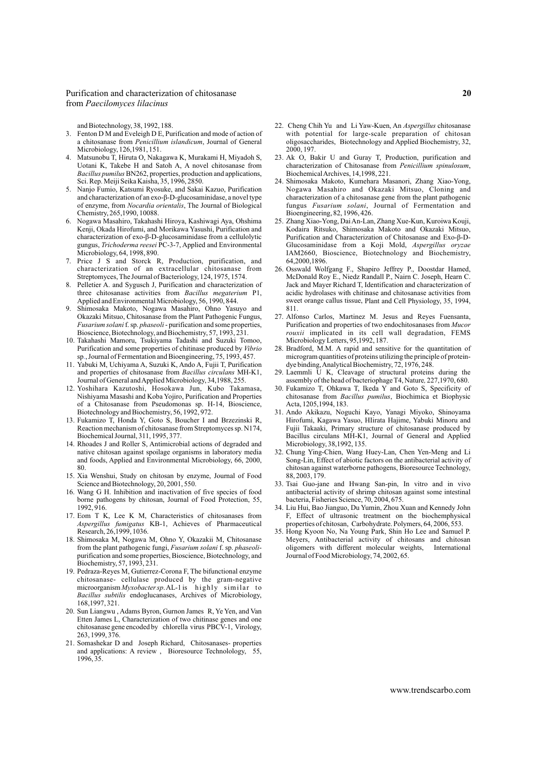and Biotechnology, 38, 1992, 188.

3. Fenton D M and Eveleigh D E, Purification and mode of action of a chitosanase from *Penicillium islandicum*, Journal of General Microbiology, 126,1981, 151.
4. Matsunobu T, Hiruta O, Nakagawa K, Murakami H, Miyadoh S, Uotani K, Takebe H and Satoh A, A novel chitosanase from *Bacillus pumilus* BN262, properties, production and applications, Sci. Rep. Meiji Seika Kaisha, 35, 1996, 2850.
5. Nanjo Fumio, Katsumi Ryosuke, and Sakai Kazuo, Purification and characterization of an exo-β-D-glucosaminidase, a novel type of enzyme, from *Nocardia orientalis*, The Journal of Biological Chemistry, 265,1990, 10088.
6. Nogawa Masahiro, Takahashi Hiroya, Kashiwagi Aya, Ohshima Kenji, Okada Hirofumi, and Morikawa Yasushi, Purification and characterization of exo-β-D-glucosaminidase from a cellulolytic gungus, *Trichoderma reesei* PC-3-7, Applied and Environmental Microbiology, 64, 1998, 890.
7. Price J S and Storck R, Production, purification, and characterization of an extracellular chitosanase from Streptomyces, The Journal of Bacteriology, 124, 1975, 1574.
8. Pelletier A. and Sygusch J, Purification and characterization of three chitosanase activities from *Bacillus megaterium* P1, Applied and Environmental Microbiology, 56, 1990, 844.
9. Shimosaka Makoto, Nogawa Masahiro, Ohno Yasuyo and Okazaki Mitsuo, Chitosanase from the Plant Pathogenic Fungus, *Fusarium solani* f. sp. *phaseoli* - purification and some properties, Bioscience, Biotechnology, and Biochemistry, 57, 1993, 231.
10. Takahashi Mamoru, Tsukiyama Tadashi and Suzuki Tomoo, Purification and some properties of chitinase produced by *Vibrio* sp., Journal of Fermentation and Bioengineering, 75, 1993, 457.
11. Yabuki M, Uchiyama A, Suzuki K, Ando A, Fujii T, Purification and properties of chitosanase from *Bacillus circulans* MH-K1, Journal of General and Applied Microbiology, 34,1988, 255.
12. Yoshihara Kazutoshi, Hosokawa Jun, Kubo Takamasa, Nishiyama Masashi and Koba Yojiro, Purification and Properties of a Chitosanase from Pseudomonas sp. H-14, Bioscience, Biotechnology and Biochemistry, 56, 1992, 972.
13. Fukamizo T, Honda Y, Goto S, Boucher I and Brzezinski R, Reaction mechanism of chitosanase from Streptomyces sp. N174, Biochemical Journal, 311, 1995, 377.
14. Rhoades J and Roller S, Antimicrobial actions of degraded and native chitosan against spoilage organisms in laboratory media and foods, Applied and Environmental Microbiology, 66, 2000, 80.
15. Xia Wenshui, Study on chitosan by enzyme, Journal of Food Science and Biotechnology, 20, 2001, 550.
16. Wang G H. Inhibition and inactivation of five species of food borne pathogens by chitosan, Journal of Food Protection, 55, 1992, 916.
17. Eom T K, Lee K M, Characteristics of chitosanases from *Aspergillus fumigatus* KB-1, Achieves of Pharmaceutical Research, 26,1999, 1036.
18. Shimosaka M, Nogawa M, Ohno Y, Okazakii M, Chitosanase from the plant pathogenic fungi, *Fusarium solani* f. sp. *phaseoli*-purification and some properties, Bioscience, Biotechnology, and Biochemistry, 57, 1993, 231.
19. Pedraza-Reyes M, Gutierrez-Corona F, The bifunctional enzyme chitosanase- cellulase produced by the gram-negative microorganism *Myxobacter sp*. AL-1 is highly similar to *Bacillus subtilis* endoglucanases, Archives of Microbiology, 168,1997, 321.
20. Sun Liangwu , Adams Byron, Gurnon James R, Ye Yen, and Van Etten James L, Characterization of two chitinase genes and one chitosanase gene encoded by chlorella virus PBCV-1, Virology, 263, 1999, 376.
21. Somashekar D and Joseph Richard, Chitosanases- properties and applications: A review , Bioresource Technolology, 55, 1996, 35.
22. Cheng Chih Yu and Li Yaw-Kuen, An *Aspergillus* chitosanase with potential for large-scale preparation of chitosan oligosaccharides, Biotechnology and Applied Biochemistry, 32, 2000, 197.
23. Ak O, Bakir U and Guray T, Production, purification and characterization of Chitosanase from *Penicillium spinulosum*, Biochemical Archives, 14,1998, 221.
24. Shimosaka Makoto, Kumehara Masanori, Zhang Xiao-Yong, Nogawa Masahiro and Okazaki Mitsuo, Cloning and characterization of a chitosanase gene from the plant pathogenic fungus *Fusarium solani*, Journal of Fermentation and Bioengineering, 82, 1996, 426.
25. Zhang Xiao-Yong, Dai An-Lan, Zhang Xue-Kun, Kuroiwa Kouji, Kodaira Ritsuko, Shimosaka Makoto and Okazaki Mitsuo, Purification and Characterization of Chitosanase and Exo-β-D-Glucosaminidase from a Koji Mold, *Aspergillus oryzae* IAM2660, Bioscience, Biotechnology and Biochemistry, 64,2000,1896.
26. Osswald Wolfgang F., Shapiro Jeffrey P., Doostdar Hamed, McDonald Roy E., Niedz Randall P., Nairn C. Joseph, Hearn C. Jack and Mayer Richard T, Identification and characterization of acidic hydrolases with chitinase and chitosanase activities from sweet orange callus tissue, Plant and Cell Physiology, 35, 1994, 811.
27. Alfonso Carlos, Martinez M. Jesus and Reyes Fuensanta, Purification and properties of two endochitosanases from *Mucor rouxii* implicated in its cell wall degradation, FEMS Microbiology Letters, 95,1992, 187.
28. Bradford, M.M. A rapid and sensitive for the quantitation of microgram quantities of proteins utilizing the principle of protein-dye binding, Analytical Biochemistry, 72, 1976, 248.
29. Laemmli U K, Cleavage of structural proteins during the assembly of the head of bacteriophage T4, Nature, 227,1970, 680.
30. Fukamizo T, Ohkawa T, Ikeda Y and Goto S, Specificity of chitosanase from *Bacillus pumilus*, Biochimica et Biophysic Acta, 1205,1994, 183.
31. Ando Akikazu, Noguchi Kayo, Yanagi Miyoko, Shinoyama Hirofumi, Kagawa Yasuo, HIirata Hajime, Yabuki Minoru and Fujii Takaaki, Primary structure of chitosanase produced by Bacillus circulans MH-K1, Journal of General and Applied Microbiology, 38,1992, 135.
32. Chung Ying-Chien, Wang Huey-Lan, Chen Yen-Meng and Li Song-Lin, Effect of abiotic factors on the antibacterial activity of chitosan against waterborne pathogens, Bioresource Technology, 88, 2003, 179.
33. Tsai Guo-jane and Hwang San-pin, In vitro and in vivo antibacterial activity of shrimp chitosan against some intestinal bacteria, Fisheries Science, 70, 2004, 675.
34. Liu Hui, Bao Jianguo, Du Yumin, Zhou Xuan and Kennedy John F, Effect of ultrasonic treatment on the biochemphysical properties of chitosan, Carbohydrate. Polymers, 64, 2006, 553.
35. Hong Kyoon No, Na Young Park, Shin Ho Lee and Samuel P. Meyers, Antibacterial activity of chitosans and chitosan oligomers with different molecular weights, International Journal of Food Microbiology, 74, 2002, 65.